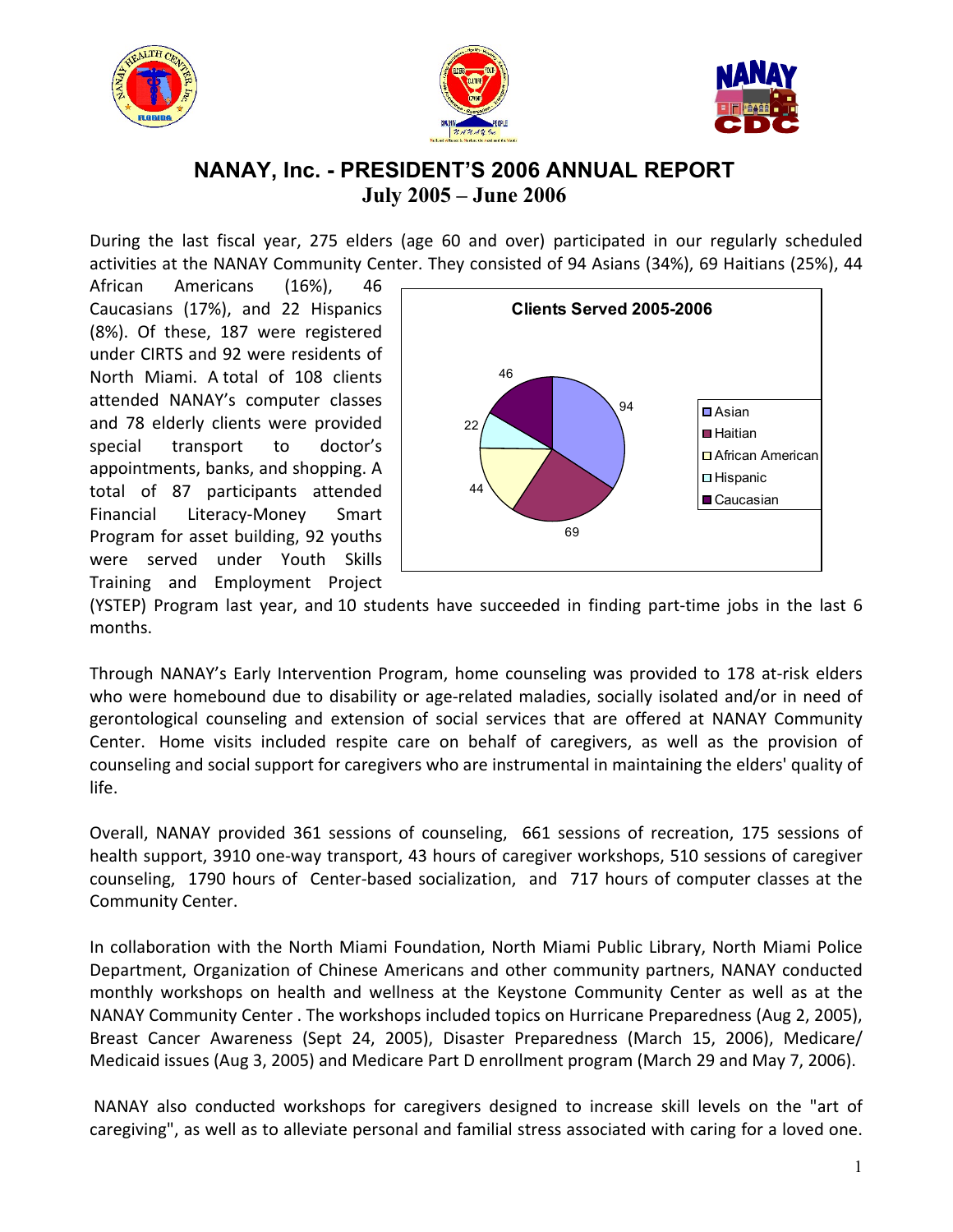# NANAY, Inc. - PRESIDENT'S 2006 ANNUAL REPORT

## July 2005 – June 2006

During the last fiscal year, 275 elders (age 60 and over) participated in our regularly scheduled activities at the NANAY Community Center. They consisted of 94 Asians (34%), 69 Haitians (25%), 44 African Americans (16%), 46 Caucasians (17%), and 22 Hispanics (8%). Of these, 187 were registered under CIRTS and 92 were residents of North Miami. A total of 108 clients attended NANAY's computer classes and 78 elderly clients were provided special transport to doctor's appointments, banks, and shopping. A total of 87 participants attended Financial Literacy-Money Smart Program for asset building, 92 youths were served under Youth Skills Training and Employment Project (YSTEP) Program last year, and 10 students have succeeded in finding part-time jobs in the last 6 months.

**Clients Served 2005-2006**

| Group | Clients |
|---|---|
| Asian | 94 |
| Haitian | 69 |
| African American | 44 |
| Hispanic | 22 |
| Caucasian | 46 |

Through NANAY's Early Intervention Program, home counseling was provided to 178 at-risk elders who were homebound due to disability or age-related maladies, socially isolated and/or in need of gerontological counseling and extension of social services that are offered at NANAY Community Center. Home visits included respite care on behalf of caregivers, as well as the provision of counseling and social support for caregivers who are instrumental in maintaining the elders' quality of life.

Overall, NANAY provided 361 sessions of counseling, 661 sessions of recreation, 175 sessions of health support, 3910 one-way transport, 43 hours of caregiver workshops, 510 sessions of caregiver counseling, 1790 hours of Center-based socialization, and 717 hours of computer classes at the Community Center.

In collaboration with the North Miami Foundation, North Miami Public Library, North Miami Police Department, Organization of Chinese Americans and other community partners, NANAY conducted monthly workshops on health and wellness at the Keystone Community Center as well as at the NANAY Community Center . The workshops included topics on Hurricane Preparedness (Aug 2, 2005), Breast Cancer Awareness (Sept 24, 2005), Disaster Preparedness (March 15, 2006), Medicare/ Medicaid issues (Aug 3, 2005) and Medicare Part D enrollment program (March 29 and May 7, 2006).

NANAY also conducted workshops for caregivers designed to increase skill levels on the "art of caregiving", as well as to alleviate personal and familial stress associated with caring for a loved one.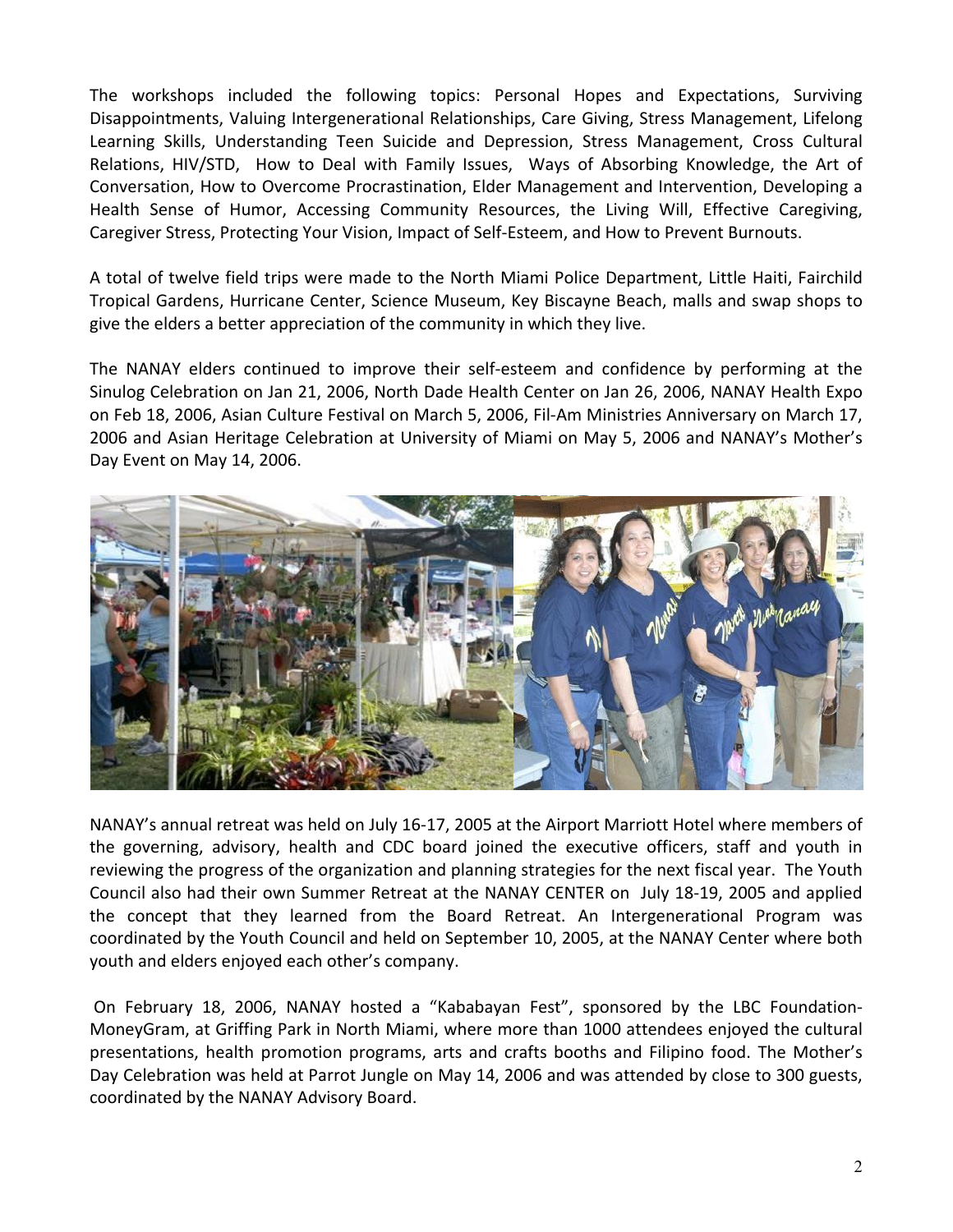The workshops included the following topics: Personal Hopes and Expectations, Surviving Disappointments, Valuing Intergenerational Relationships, Care Giving, Stress Management, Lifelong Learning Skills, Understanding Teen Suicide and Depression, Stress Management, Cross Cultural Relations, HIV/STD, How to Deal with Family Issues, Ways of Absorbing Knowledge, the Art of Conversation, How to Overcome Procrastination, Elder Management and Intervention, Developing a Health Sense of Humor, Accessing Community Resources, the Living Will, Effective Caregiving, Caregiver Stress, Protecting Your Vision, Impact of Self-Esteem, and How to Prevent Burnouts.

A total of twelve field trips were made to the North Miami Police Department, Little Haiti, Fairchild Tropical Gardens, Hurricane Center, Science Museum, Key Biscayne Beach, malls and swap shops to give the elders a better appreciation of the community in which they live.

The NANAY elders continued to improve their self-esteem and confidence by performing at the Sinulog Celebration on Jan 21, 2006, North Dade Health Center on Jan 26, 2006, NANAY Health Expo on Feb 18, 2006, Asian Culture Festival on March 5, 2006, Fil-Am Ministries Anniversary on March 17, 2006 and Asian Heritage Celebration at University of Miami on May 5, 2006 and NANAY's Mother's Day Event on May 14, 2006.

NANAY's annual retreat was held on July 16-17, 2005 at the Airport Marriott Hotel where members of the governing, advisory, health and CDC board joined the executive officers, staff and youth in reviewing the progress of the organization and planning strategies for the next fiscal year. The Youth Council also had their own Summer Retreat at the NANAY CENTER on July 18-19, 2005 and applied the concept that they learned from the Board Retreat. An Intergenerational Program was coordinated by the Youth Council and held on September 10, 2005, at the NANAY Center where both youth and elders enjoyed each other's company.

On February 18, 2006, NANAY hosted a "Kababayan Fest", sponsored by the LBC Foundation-MoneyGram, at Griffing Park in North Miami, where more than 1000 attendees enjoyed the cultural presentations, health promotion programs, arts and crafts booths and Filipino food. The Mother's Day Celebration was held at Parrot Jungle on May 14, 2006 and was attended by close to 300 guests, coordinated by the NANAY Advisory Board.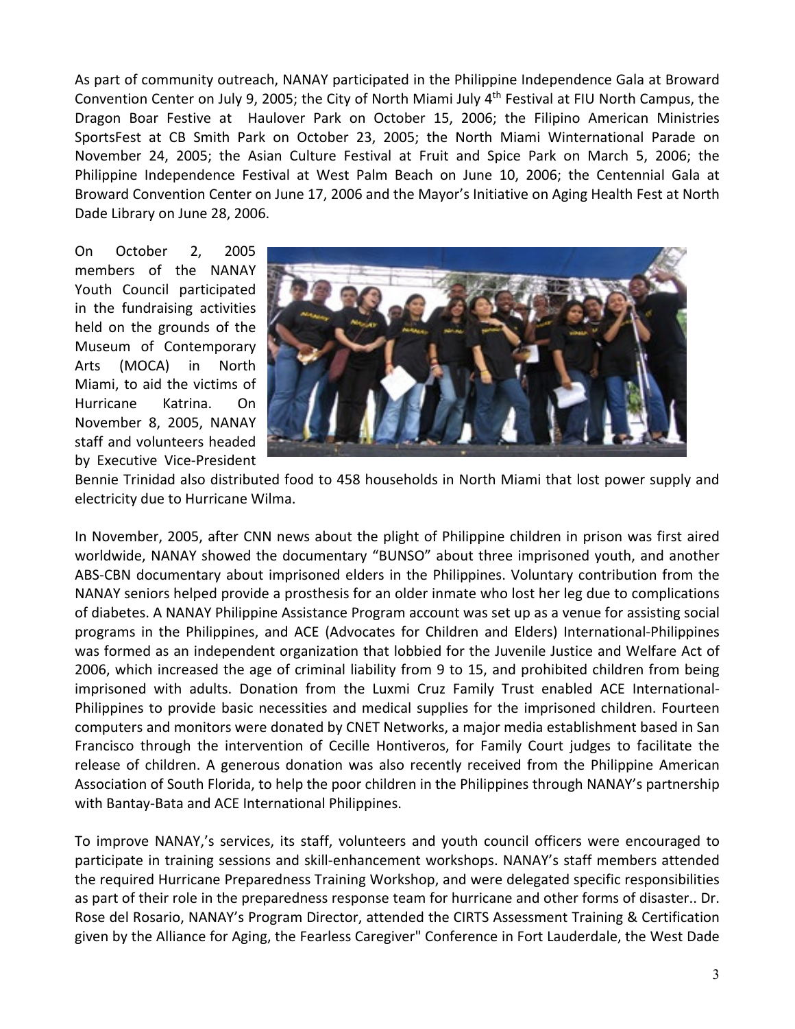As part of community outreach, NANAY participated in the Philippine Independence Gala at Broward Convention Center on July 9, 2005; the City of North Miami July 4th Festival at FIU North Campus, the Dragon Boar Festive at Haulover Park on October 15, 2006; the Filipino American Ministries SportsFest at CB Smith Park on October 23, 2005; the North Miami Winternational Parade on November 24, 2005; the Asian Culture Festival at Fruit and Spice Park on March 5, 2006; the Philippine Independence Festival at West Palm Beach on June 10, 2006; the Centennial Gala at Broward Convention Center on June 17, 2006 and the Mayor's Initiative on Aging Health Fest at North Dade Library on June 28, 2006.

On October 2, 2005 members of the NANAY Youth Council participated in the fundraising activities held on the grounds of the Museum of Contemporary Arts (MOCA) in North Miami, to aid the victims of Hurricane Katrina. On November 8, 2005, NANAY staff and volunteers headed by Executive Vice-President Bennie Trinidad also distributed food to 458 households in North Miami that lost power supply and electricity due to Hurricane Wilma.

In November, 2005, after CNN news about the plight of Philippine children in prison was first aired worldwide, NANAY showed the documentary "BUNSO" about three imprisoned youth, and another ABS-CBN documentary about imprisoned elders in the Philippines. Voluntary contribution from the NANAY seniors helped provide a prosthesis for an older inmate who lost her leg due to complications of diabetes. A NANAY Philippine Assistance Program account was set up as a venue for assisting social programs in the Philippines, and ACE (Advocates for Children and Elders) International-Philippines was formed as an independent organization that lobbied for the Juvenile Justice and Welfare Act of 2006, which increased the age of criminal liability from 9 to 15, and prohibited children from being imprisoned with adults. Donation from the Luxmi Cruz Family Trust enabled ACE International-Philippines to provide basic necessities and medical supplies for the imprisoned children. Fourteen computers and monitors were donated by CNET Networks, a major media establishment based in San Francisco through the intervention of Cecille Hontiveros, for Family Court judges to facilitate the release of children. A generous donation was also recently received from the Philippine American Association of South Florida, to help the poor children in the Philippines through NANAY's partnership with Bantay-Bata and ACE International Philippines.

To improve NANAY,'s services, its staff, volunteers and youth council officers were encouraged to participate in training sessions and skill-enhancement workshops. NANAY's staff members attended the required Hurricane Preparedness Training Workshop, and were delegated specific responsibilities as part of their role in the preparedness response team for hurricane and other forms of disaster.. Dr. Rose del Rosario, NANAY's Program Director, attended the CIRTS Assessment Training & Certification given by the Alliance for Aging, the Fearless Caregiver" Conference in Fort Lauderdale, the West Dade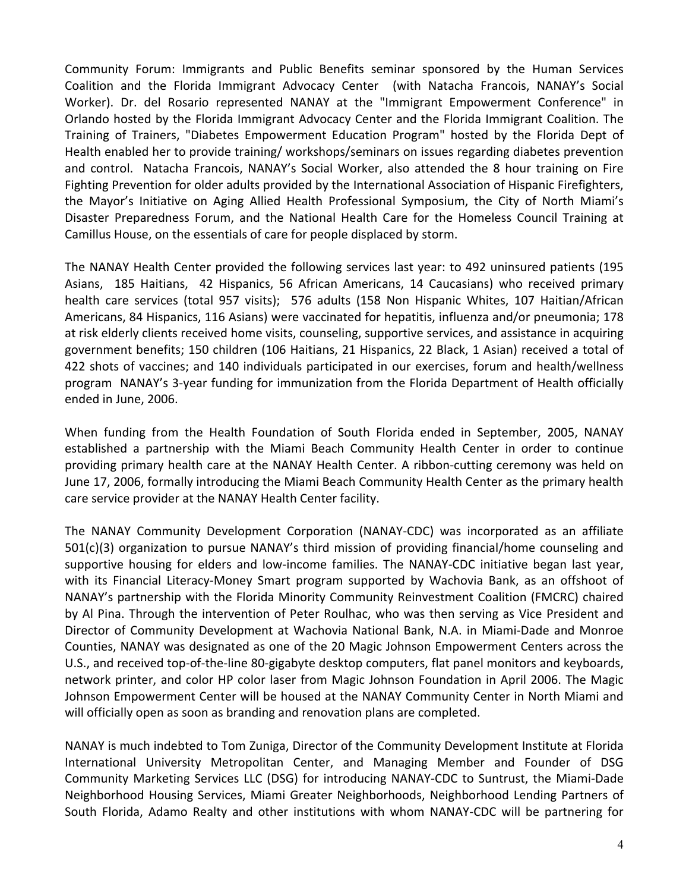Community Forum: Immigrants and Public Benefits seminar sponsored by the Human Services Coalition and the Florida Immigrant Advocacy Center (with Natacha Francois, NANAY's Social Worker). Dr. del Rosario represented NANAY at the "Immigrant Empowerment Conference" in Orlando hosted by the Florida Immigrant Advocacy Center and the Florida Immigrant Coalition. The Training of Trainers, "Diabetes Empowerment Education Program" hosted by the Florida Dept of Health enabled her to provide training/ workshops/seminars on issues regarding diabetes prevention and control. Natacha Francois, NANAY's Social Worker, also attended the 8 hour training on Fire Fighting Prevention for older adults provided by the International Association of Hispanic Firefighters, the Mayor's Initiative on Aging Allied Health Professional Symposium, the City of North Miami's Disaster Preparedness Forum, and the National Health Care for the Homeless Council Training at Camillus House, on the essentials of care for people displaced by storm.

The NANAY Health Center provided the following services last year: to 492 uninsured patients (195 Asians, 185 Haitians, 42 Hispanics, 56 African Americans, 14 Caucasians) who received primary health care services (total 957 visits); 576 adults (158 Non Hispanic Whites, 107 Haitian/African Americans, 84 Hispanics, 116 Asians) were vaccinated for hepatitis, influenza and/or pneumonia; 178 at risk elderly clients received home visits, counseling, supportive services, and assistance in acquiring government benefits; 150 children (106 Haitians, 21 Hispanics, 22 Black, 1 Asian) received a total of 422 shots of vaccines; and 140 individuals participated in our exercises, forum and health/wellness program NANAY's 3-year funding for immunization from the Florida Department of Health officially ended in June, 2006.

When funding from the Health Foundation of South Florida ended in September, 2005, NANAY established a partnership with the Miami Beach Community Health Center in order to continue providing primary health care at the NANAY Health Center. A ribbon-cutting ceremony was held on June 17, 2006, formally introducing the Miami Beach Community Health Center as the primary health care service provider at the NANAY Health Center facility.

The NANAY Community Development Corporation (NANAY-CDC) was incorporated as an affiliate 501(c)(3) organization to pursue NANAY's third mission of providing financial/home counseling and supportive housing for elders and low-income families. The NANAY-CDC initiative began last year, with its Financial Literacy-Money Smart program supported by Wachovia Bank, as an offshoot of NANAY's partnership with the Florida Minority Community Reinvestment Coalition (FMCRC) chaired by Al Pina. Through the intervention of Peter Roulhac, who was then serving as Vice President and Director of Community Development at Wachovia National Bank, N.A. in Miami-Dade and Monroe Counties, NANAY was designated as one of the 20 Magic Johnson Empowerment Centers across the U.S., and received top-of-the-line 80-gigabyte desktop computers, flat panel monitors and keyboards, network printer, and color HP color laser from Magic Johnson Foundation in April 2006. The Magic Johnson Empowerment Center will be housed at the NANAY Community Center in North Miami and will officially open as soon as branding and renovation plans are completed.

NANAY is much indebted to Tom Zuniga, Director of the Community Development Institute at Florida International University Metropolitan Center, and Managing Member and Founder of DSG Community Marketing Services LLC (DSG) for introducing NANAY-CDC to Suntrust, the Miami-Dade Neighborhood Housing Services, Miami Greater Neighborhoods, Neighborhood Lending Partners of South Florida, Adamo Realty and other institutions with whom NANAY-CDC will be partnering for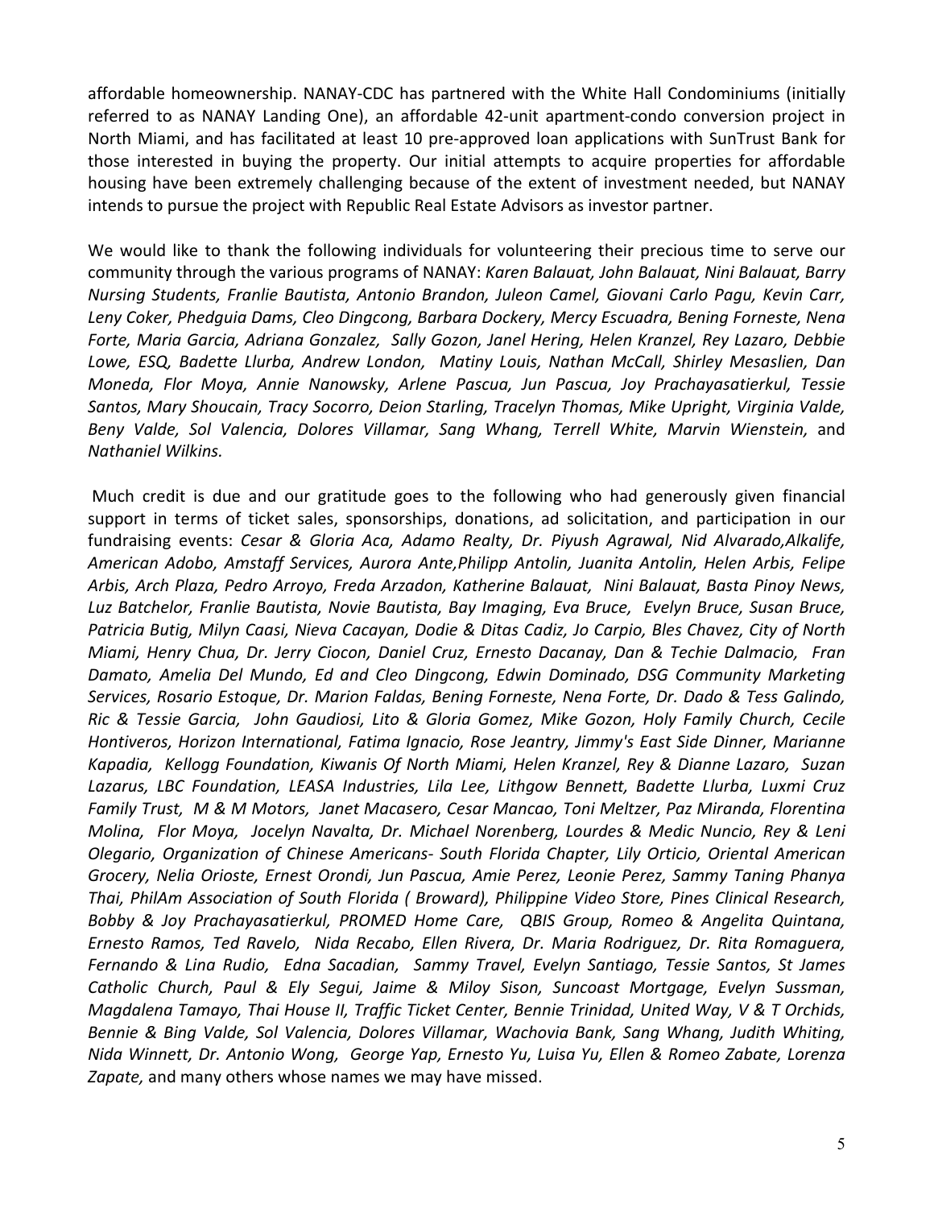affordable homeownership. NANAY-CDC has partnered with the White Hall Condominiums (initially referred to as NANAY Landing One), an affordable 42-unit apartment-condo conversion project in North Miami, and has facilitated at least 10 pre-approved loan applications with SunTrust Bank for those interested in buying the property. Our initial attempts to acquire properties for affordable housing have been extremely challenging because of the extent of investment needed, but NANAY intends to pursue the project with Republic Real Estate Advisors as investor partner.

We would like to thank the following individuals for volunteering their precious time to serve our community through the various programs of NANAY: *Karen Balauat, John Balauat, Nini Balauat, Barry Nursing Students, Franlie Bautista, Antonio Brandon, Juleon Camel, Giovani Carlo Pagu, Kevin Carr, Leny Coker, Phedguia Dams, Cleo Dingcong, Barbara Dockery, Mercy Escuadra, Bening Forneste, Nena Forte, Maria Garcia, Adriana Gonzalez, Sally Gozon, Janel Hering, Helen Kranzel, Rey Lazaro, Debbie Lowe, ESQ, Badette Llurba, Andrew London, Matiny Louis, Nathan McCall, Shirley Mesaslien, Dan Moneda, Flor Moya, Annie Nanowsky, Arlene Pascua, Jun Pascua, Joy Prachayasatierkul, Tessie Santos, Mary Shoucain, Tracy Socorro, Deion Starling, Tracelyn Thomas, Mike Upright, Virginia Valde, Beny Valde, Sol Valencia, Dolores Villamar, Sang Whang, Terrell White, Marvin Wienstein,* and *Nathaniel Wilkins.*

Much credit is due and our gratitude goes to the following who had generously given financial support in terms of ticket sales, sponsorships, donations, ad solicitation, and participation in our fundraising events: *Cesar & Gloria Aca, Adamo Realty, Dr. Piyush Agrawal, Nid Alvarado,Alkalife, American Adobo, Amstaff Services, Aurora Ante,Philipp Antolin, Juanita Antolin, Helen Arbis, Felipe Arbis, Arch Plaza, Pedro Arroyo, Freda Arzadon, Katherine Balauat, Nini Balauat, Basta Pinoy News, Luz Batchelor, Franlie Bautista, Novie Bautista, Bay Imaging, Eva Bruce, Evelyn Bruce, Susan Bruce, Patricia Butig, Milyn Caasi, Nieva Cacayan, Dodie & Ditas Cadiz, Jo Carpio, Bles Chavez, City of North Miami, Henry Chua, Dr. Jerry Ciocon, Daniel Cruz, Ernesto Dacanay, Dan & Techie Dalmacio, Fran Damato, Amelia Del Mundo, Ed and Cleo Dingcong, Edwin Dominado, DSG Community Marketing Services, Rosario Estoque, Dr. Marion Faldas, Bening Forneste, Nena Forte, Dr. Dado & Tess Galindo, Ric & Tessie Garcia, John Gaudiosi, Lito & Gloria Gomez, Mike Gozon, Holy Family Church, Cecile Hontiveros, Horizon International, Fatima Ignacio, Rose Jeantry, Jimmy's East Side Dinner, Marianne Kapadia, Kellogg Foundation, Kiwanis Of North Miami, Helen Kranzel, Rey & Dianne Lazaro, Suzan Lazarus, LBC Foundation, LEASA Industries, Lila Lee, Lithgow Bennett, Badette Llurba, Luxmi Cruz Family Trust, M & M Motors, Janet Macasero, Cesar Mancao, Toni Meltzer, Paz Miranda, Florentina Molina, Flor Moya, Jocelyn Navalta, Dr. Michael Norenberg, Lourdes & Medic Nuncio, Rey & Leni Olegario, Organization of Chinese Americans- South Florida Chapter, Lily Orticio, Oriental American Grocery, Nelia Orioste, Ernest Orondi, Jun Pascua, Amie Perez, Leonie Perez, Sammy Taning Phanya Thai, PhilAm Association of South Florida ( Broward), Philippine Video Store, Pines Clinical Research, Bobby & Joy Prachayasatierkul, PROMED Home Care, QBIS Group, Romeo & Angelita Quintana, Ernesto Ramos, Ted Ravelo, Nida Recabo, Ellen Rivera, Dr. Maria Rodriguez, Dr. Rita Romaguera, Fernando & Lina Rudio, Edna Sacadian, Sammy Travel, Evelyn Santiago, Tessie Santos, St James Catholic Church, Paul & Ely Segui, Jaime & Miloy Sison, Suncoast Mortgage, Evelyn Sussman, Magdalena Tamayo, Thai House II, Traffic Ticket Center, Bennie Trinidad, United Way, V & T Orchids, Bennie & Bing Valde, Sol Valencia, Dolores Villamar, Wachovia Bank, Sang Whang, Judith Whiting, Nida Winnett, Dr. Antonio Wong, George Yap, Ernesto Yu, Luisa Yu, Ellen & Romeo Zabate, Lorenza Zapate,* and many others whose names we may have missed.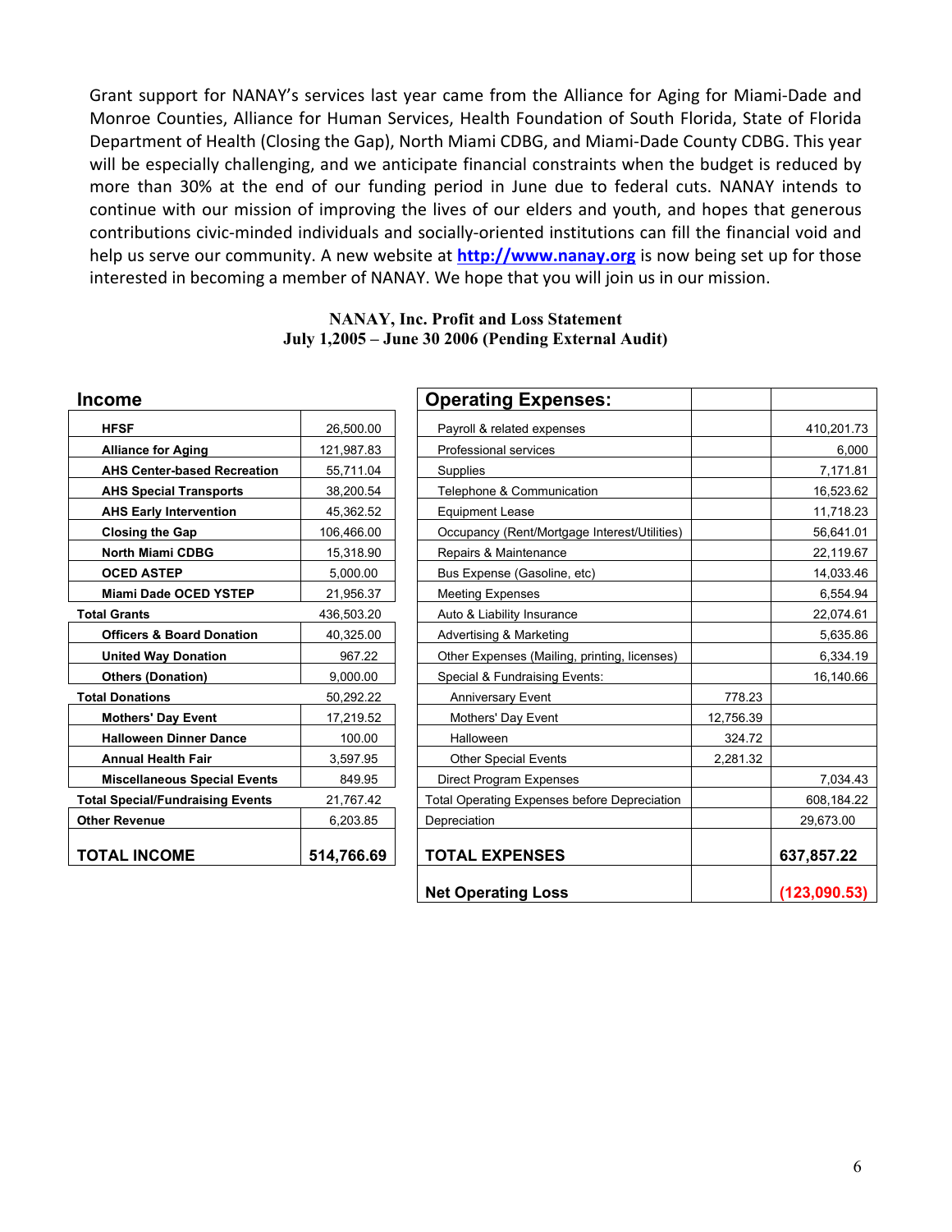Grant support for NANAY's services last year came from the Alliance for Aging for Miami-Dade and Monroe Counties, Alliance for Human Services, Health Foundation of South Florida, State of Florida Department of Health (Closing the Gap), North Miami CDBG, and Miami-Dade County CDBG. This year will be especially challenging, and we anticipate financial constraints when the budget is reduced by more than 30% at the end of our funding period in June due to federal cuts. NANAY intends to continue with our mission of improving the lives of our elders and youth, and hopes that generous contributions civic-minded individuals and socially-oriented institutions can fill the financial void and help us serve our community. A new website at **http://www.nanay.org** is now being set up for those interested in becoming a member of NANAY. We hope that you will join us in our mission.

**NANAY, Inc. Profit and Loss Statement**
**July 1,2005 – June 30 2006 (Pending External Audit)**

## Income

| | |
|---|---|
| **HFSF** | 26,500.00 |
| **Alliance for Aging** | 121,987.83 |
| **AHS Center-based Recreation** | 55,711.04 |
| **AHS Special Transports** | 38,200.54 |
| **AHS Early Intervention** | 45,362.52 |
| **Closing the Gap** | 106,466.00 |
| **North Miami CDBG** | 15,318.90 |
| **OCED ASTEP** | 5,000.00 |
| **Miami Dade OCED YSTEP** | 21,956.37 |
| **Total Grants** | 436,503.20 |
| **Officers & Board Donation** | 40,325.00 |
| **United Way Donation** | 967.22 |
| **Others (Donation)** | 9,000.00 |
| **Total Donations** | 50,292.22 |
| **Mothers' Day Event** | 17,219.52 |
| **Halloween Dinner Dance** | 100.00 |
| **Annual Health Fair** | 3,597.95 |
| **Miscellaneous Special Events** | 849.95 |
| **Total Special/Fundraising Events** | 21,767.42 |
| **Other Revenue** | 6,203.85 |
| **TOTAL INCOME** | **514,766.69** |

## Operating Expenses:

| | | |
|---|---|---|
| Payroll & related expenses | | 410,201.73 |
| Professional services | | 6,000 |
| Supplies | | 7,171.81 |
| Telephone & Communication | | 16,523.62 |
| Equipment Lease | | 11,718.23 |
| Occupancy (Rent/Mortgage Interest/Utilities) | | 56,641.01 |
| Repairs & Maintenance | | 22,119.67 |
| Bus Expense (Gasoline, etc) | | 14,033.46 |
| Meeting Expenses | | 6,554.94 |
| Auto & Liability Insurance | | 22,074.61 |
| Advertising & Marketing | | 5,635.86 |
| Other Expenses (Mailing, printing, licenses) | | 6,334.19 |
| Special & Fundraising Events: | | 16,140.66 |
| Anniversary Event | 778.23 | |
| Mothers' Day Event | 12,756.39 | |
| Halloween | 324.72 | |
| Other Special Events | 2,281.32 | |
| Direct Program Expenses | | 7,034.43 |
| Total Operating Expenses before Depreciation | | 608,184.22 |
| Depreciation | | 29,673.00 |
| **TOTAL EXPENSES** | | **637,857.22** |
| **Net Operating Loss** | | **(123,090.53)** |